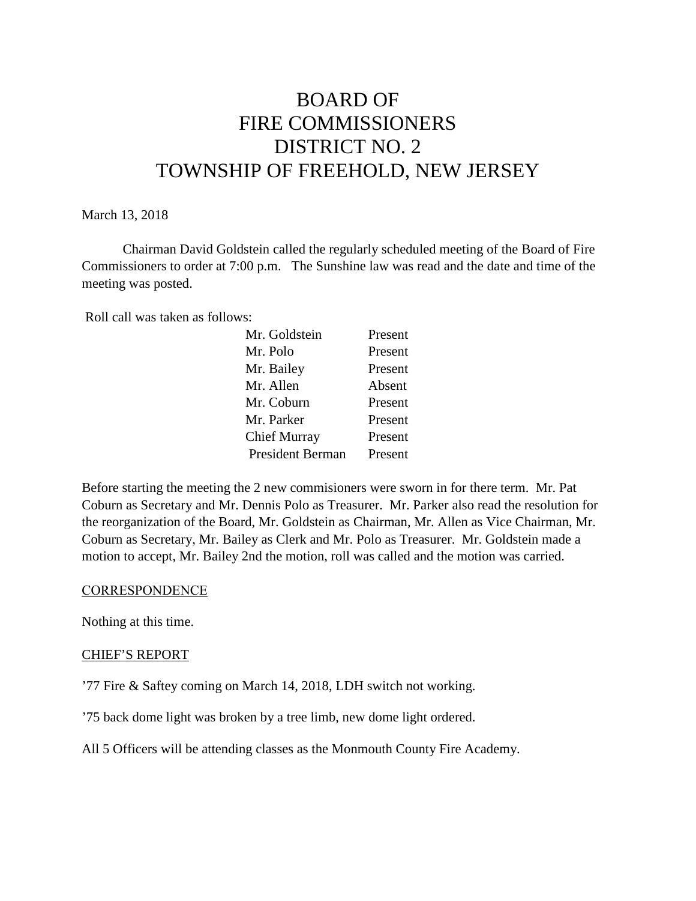# BOARD OF FIRE COMMISSIONERS DISTRICT NO. 2 TOWNSHIP OF FREEHOLD, NEW JERSEY

March 13, 2018

Chairman David Goldstein called the regularly scheduled meeting of the Board of Fire Commissioners to order at 7:00 p.m. The Sunshine law was read and the date and time of the meeting was posted.

Roll call was taken as follows:

| | |
|---|---|
| Mr. Goldstein | Present |
| Mr. Polo | Present |
| Mr. Bailey | Present |
| Mr. Allen | Absent |
| Mr. Coburn | Present |
| Mr. Parker | Present |
| Chief Murray | Present |
| President Berman | Present |

Before starting the meeting the 2 new commisioners were sworn in for there term. Mr. Pat Coburn as Secretary and Mr. Dennis Polo as Treasurer. Mr. Parker also read the resolution for the reorganization of the Board, Mr. Goldstein as Chairman, Mr. Allen as Vice Chairman, Mr. Coburn as Secretary, Mr. Bailey as Clerk and Mr. Polo as Treasurer. Mr. Goldstein made a motion to accept, Mr. Bailey 2nd the motion, roll was called and the motion was carried.

## CORRESPONDENCE

Nothing at this time.

## CHIEF'S REPORT

'77 Fire & Saftey coming on March 14, 2018, LDH switch not working.

'75 back dome light was broken by a tree limb, new dome light ordered.

All 5 Officers will be attending classes as the Monmouth County Fire Academy.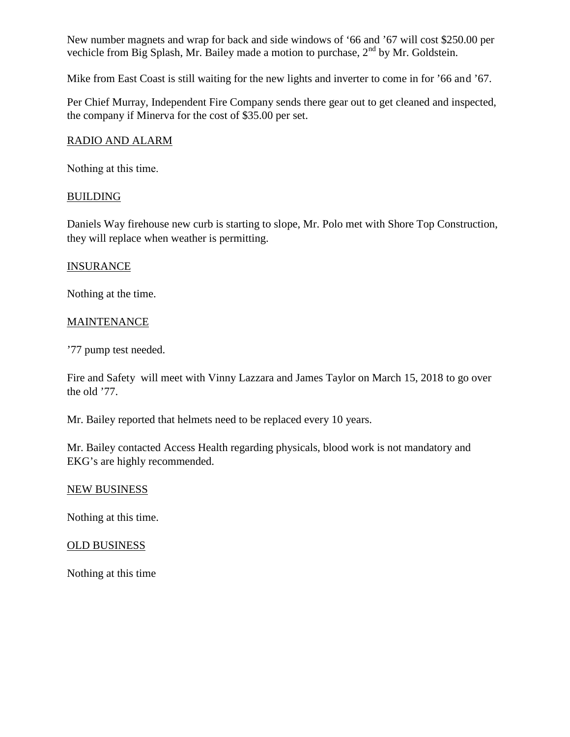New number magnets and wrap for back and side windows of '66 and '67 will cost $250.00 per vechicle from Big Splash, Mr. Bailey made a motion to purchase, 2nd by Mr. Goldstein.

Mike from East Coast is still waiting for the new lights and inverter to come in for '66 and '67.

Per Chief Murray, Independent Fire Company sends there gear out to get cleaned and inspected, the company if Minerva for the cost of $35.00 per set.

RADIO AND ALARM

Nothing at this time.

BUILDING

Daniels Way firehouse new curb is starting to slope, Mr. Polo met with Shore Top Construction, they will replace when weather is permitting.

INSURANCE

Nothing at the time.

MAINTENANCE

'77 pump test needed.

Fire and Safety will meet with Vinny Lazzara and James Taylor on March 15, 2018 to go over the old '77.

Mr. Bailey reported that helmets need to be replaced every 10 years.

Mr. Bailey contacted Access Health regarding physicals, blood work is not mandatory and EKG's are highly recommended.

NEW BUSINESS

Nothing at this time.

OLD BUSINESS

Nothing at this time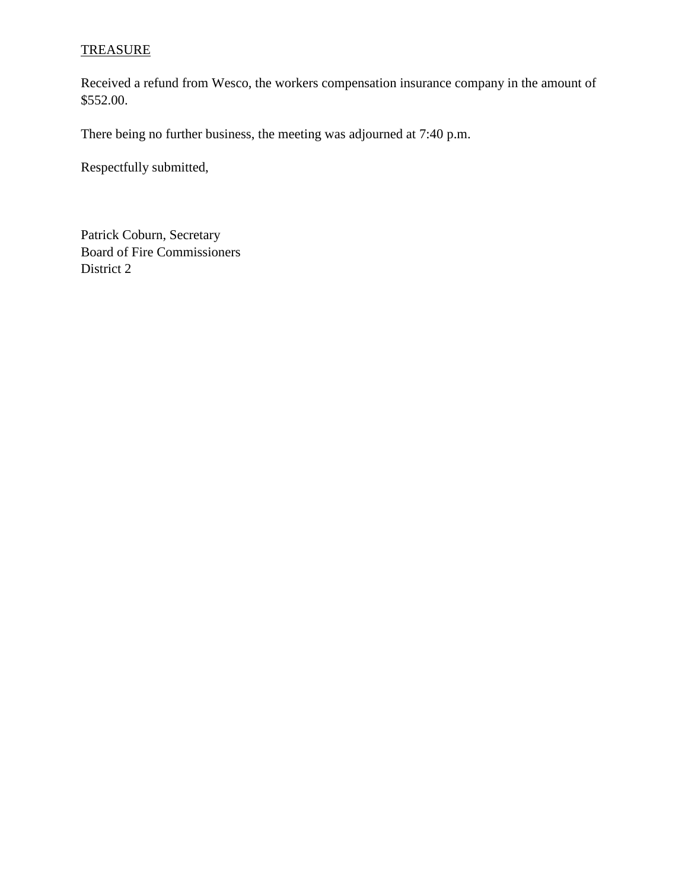## TREASURE

Received a refund from Wesco, the workers compensation insurance company in the amount of $552.00.

There being no further business, the meeting was adjourned at 7:40 p.m.

Respectfully submitted,

Patrick Coburn, Secretary
Board of Fire Commissioners
District 2